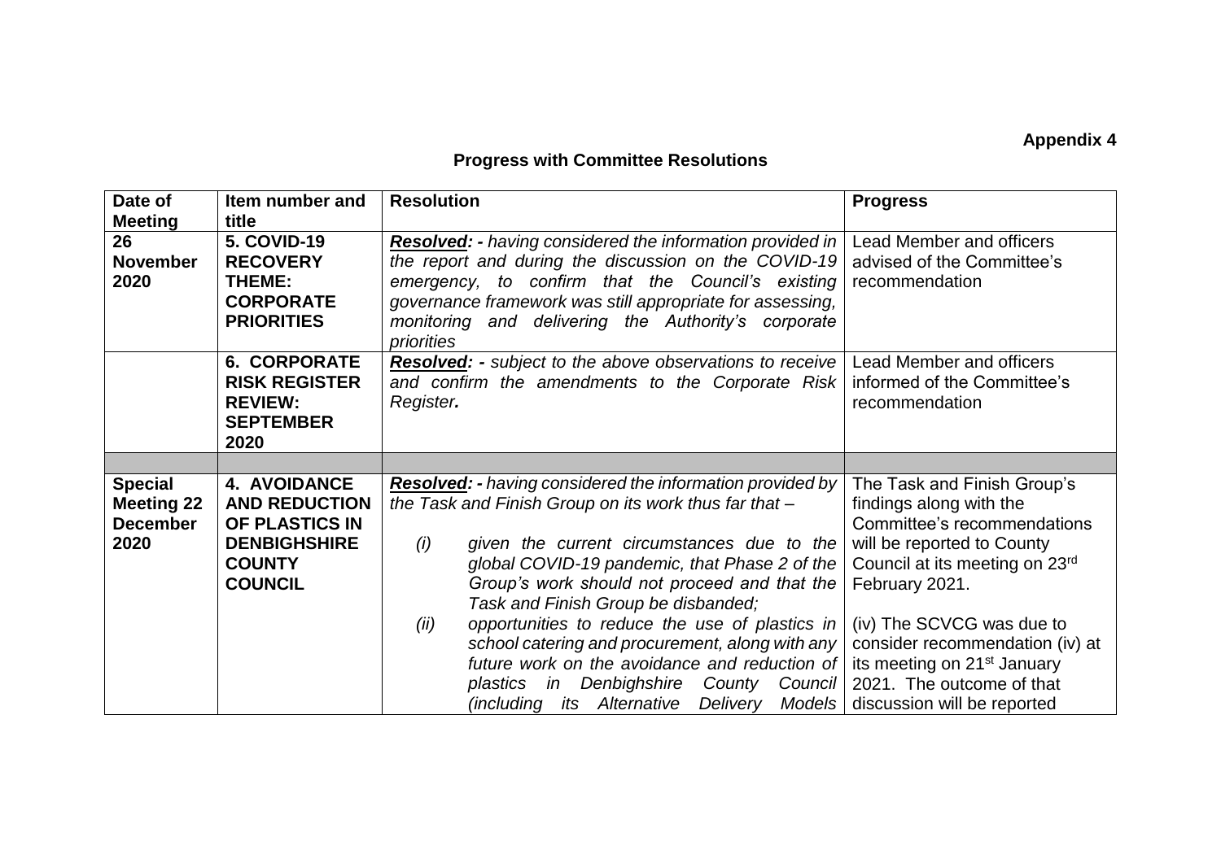**Appendix 4**

## Progress with Committee Resolutions

| Date of Meeting | Item number and title | Resolution | Progress |
|---|---|---|---|
| **26 November 2020** | **5. COVID-19 RECOVERY THEME: CORPORATE PRIORITIES** | ***Resolved:*** ***-*** *having considered the information provided in the report and during the discussion on the COVID-19 emergency, to confirm that the Council's existing governance framework was still appropriate for assessing, monitoring and delivering the Authority's corporate priorities* | Lead Member and officers advised of the Committee's recommendation |
| | **6. CORPORATE RISK REGISTER REVIEW: SEPTEMBER 2020** | ***Resolved:*** ***-*** *subject to the above observations to receive and confirm the amendments to the Corporate Risk Register.* | Lead Member and officers informed of the Committee's recommendation |
| | | | |
| **Special Meeting 22 December 2020** | **4. AVOIDANCE AND REDUCTION OF PLASTICS IN DENBIGHSHIRE COUNTY COUNCIL** | ***Resolved:*** ***-*** *having considered the information provided by the Task and Finish Group on its work thus far that –* <br><br> *(i) given the current circumstances due to the global COVID-19 pandemic, that Phase 2 of the Group's work should not proceed and that the Task and Finish Group be disbanded;* <br> *(ii) opportunities to reduce the use of plastics in school catering and procurement, along with any future work on the avoidance and reduction of plastics in Denbighshire County Council (including its Alternative Delivery Models* | The Task and Finish Group's findings along with the Committee's recommendations will be reported to County Council at its meeting on 23rd February 2021. <br><br> (iv) The SCVCG was due to consider recommendation (iv) at its meeting on 21st January 2021. The outcome of that discussion will be reported |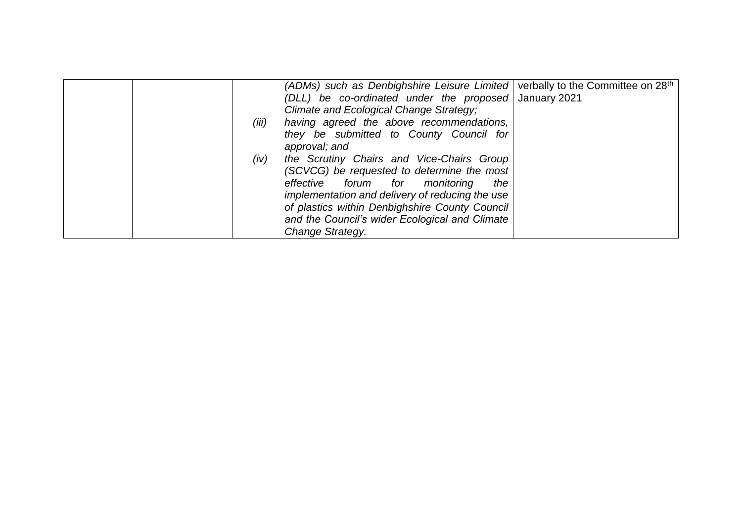| | | | |
|---|---|---|---|
| | | *(ADMs) such as Denbighshire Leisure Limited (DLL) be co-ordinated under the proposed Climate and Ecological Change Strategy;*<br>*(iii) having agreed the above recommendations, they be submitted to County Council for approval; and*<br>*(iv) the Scrutiny Chairs and Vice-Chairs Group (SCVCG) be requested to determine the most effective forum for monitoring the implementation and delivery of reducing the use of plastics within Denbighshire County Council and the Council's wider Ecological and Climate Change Strategy.* | verbally to the Committee on 28th January 2021 |